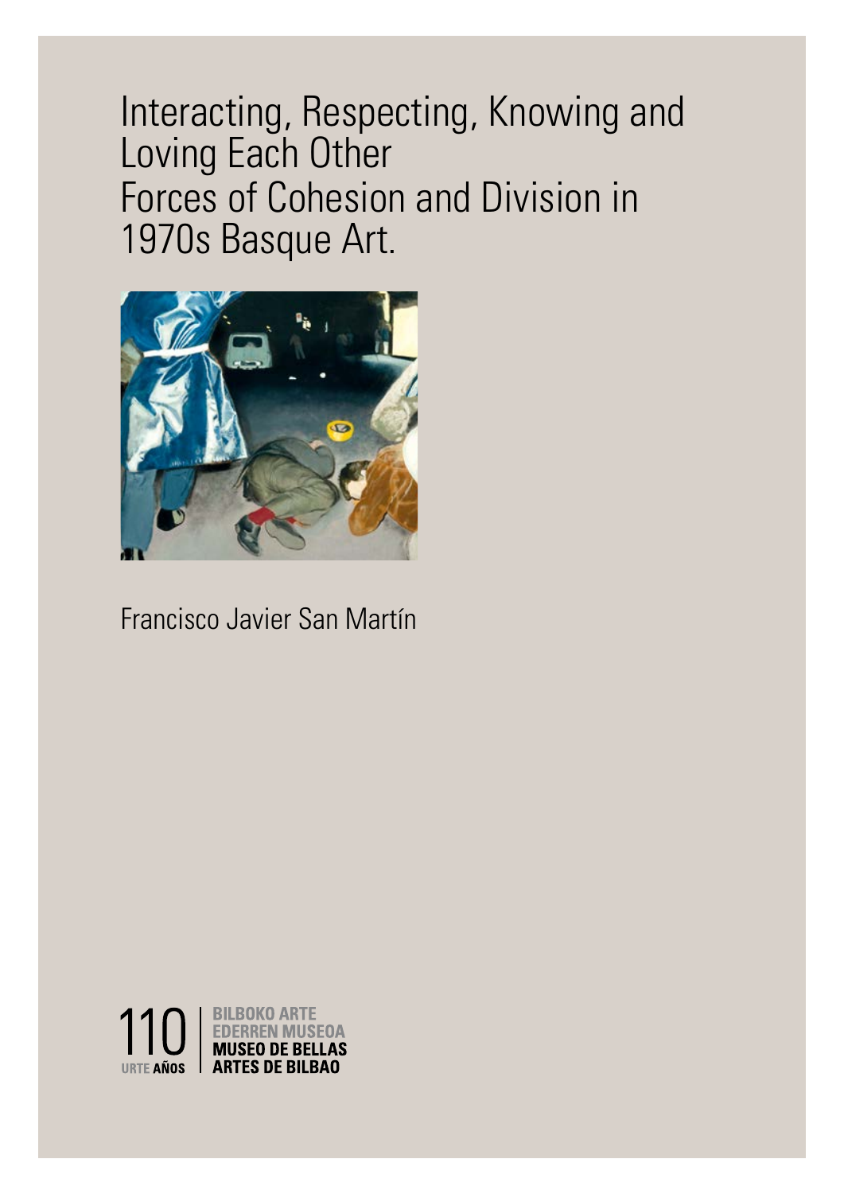# Interacting, Respecting, Knowing and Loving Each Other
## Forces of Cohesion and Division in 1970s Basque Art.

Francisco Javier San Martín

110 URTE AÑOS | BILBOKO ARTE EDERREN MUSEOA MUSEO DE BELLAS ARTES DE BILBAO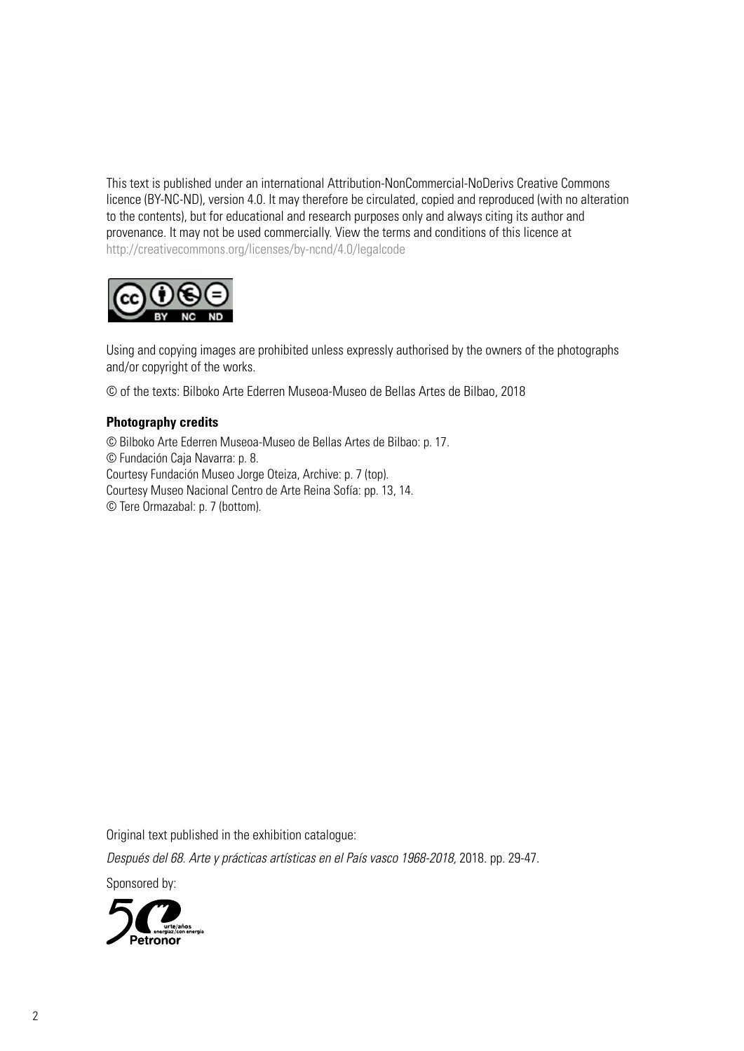This text is published under an international Attribution-NonCommercial-NoDerivs Creative Commons licence (BY-NC-ND), version 4.0. It may therefore be circulated, copied and reproduced (with no alteration to the contents), but for educational and research purposes only and always citing its author and provenance. It may not be used commercially. View the terms and conditions of this licence at http://creativecommons.org/licenses/by-ncnd/4.0/legalcode

Using and copying images are prohibited unless expressly authorised by the owners of the photographs and/or copyright of the works.

© of the texts: Bilboko Arte Ederren Museoa-Museo de Bellas Artes de Bilbao, 2018

**Photography credits**

© Bilboko Arte Ederren Museoa-Museo de Bellas Artes de Bilbao: p. 17.
© Fundación Caja Navarra: p. 8.
Courtesy Fundación Museo Jorge Oteiza, Archive: p. 7 (top).
Courtesy Museo Nacional Centro de Arte Reina Sofía: pp. 13, 14.
© Tere Ormazabal: p. 7 (bottom).

Original text published in the exhibition catalogue:

*Después del 68. Arte y prácticas artísticas en el País vasco 1968-2018,* 2018. pp. 29-47.

Sponsored by: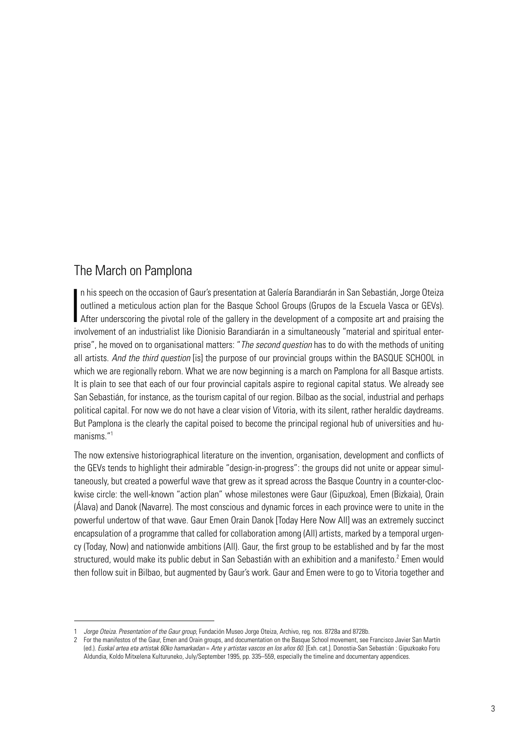## The March on Pamplona

In his speech on the occasion of Gaur's presentation at Galería Barandiarán in San Sebastián, Jorge Oteiza outlined a meticulous action plan for the Basque School Groups (Grupos de la Escuela Vasca or GEVs). After underscoring the pivotal role of the gallery in the development of a composite art and praising the involvement of an industrialist like Dionisio Barandiarán in a simultaneously "material and spiritual enterprise", he moved on to organisational matters: "*The second question* has to do with the methods of uniting all artists. *And the third question* [is] the purpose of our provincial groups within the BASQUE SCHOOL in which we are regionally reborn. What we are now beginning is a march on Pamplona for all Basque artists. It is plain to see that each of our four provincial capitals aspire to regional capital status. We already see San Sebastián, for instance, as the tourism capital of our region. Bilbao as the social, industrial and perhaps political capital. For now we do not have a clear vision of Vitoria, with its silent, rather heraldic daydreams. But Pamplona is the clearly the capital poised to become the principal regional hub of universities and humanisms."[1]

The now extensive historiographical literature on the invention, organisation, development and conflicts of the GEVs tends to highlight their admirable "design-in-progress": the groups did not unite or appear simultaneously, but created a powerful wave that grew as it spread across the Basque Country in a counter-clockwise circle: the well-known "action plan" whose milestones were Gaur (Gipuzkoa), Emen (Bizkaia), Orain (Álava) and Danok (Navarre). The most conscious and dynamic forces in each province were to unite in the powerful undertow of that wave. Gaur Emen Orain Danok [Today Here Now All] was an extremely succinct encapsulation of a programme that called for collaboration among (All) artists, marked by a temporal urgency (Today, Now) and nationwide ambitions (All). Gaur, the first group to be established and by far the most structured, would make its public debut in San Sebastián with an exhibition and a manifesto.[2] Emen would then follow suit in Bilbao, but augmented by Gaur's work. Gaur and Emen were to go to Vitoria together and

---

1 *Jorge Oteiza. Presentation of the Gaur group*, Fundación Museo Jorge Oteiza, Archivo, reg. nos. 8728a and 8728b.

2 For the manifestos of the Gaur, Emen and Orain groups, and documentation on the Basque School movement, see Francisco Javier San Martín (ed.). *Euskal artea eta artistak 60ko hamarkadan = Arte y artistas vascos en los años 60.* [Exh. cat.]. Donostia-San Sebastián : Gipuzkoako Foru Aldundia, Koldo Mitxelena Kulturuneko, July/September 1995, pp. 335–559, especially the timeline and documentary appendices.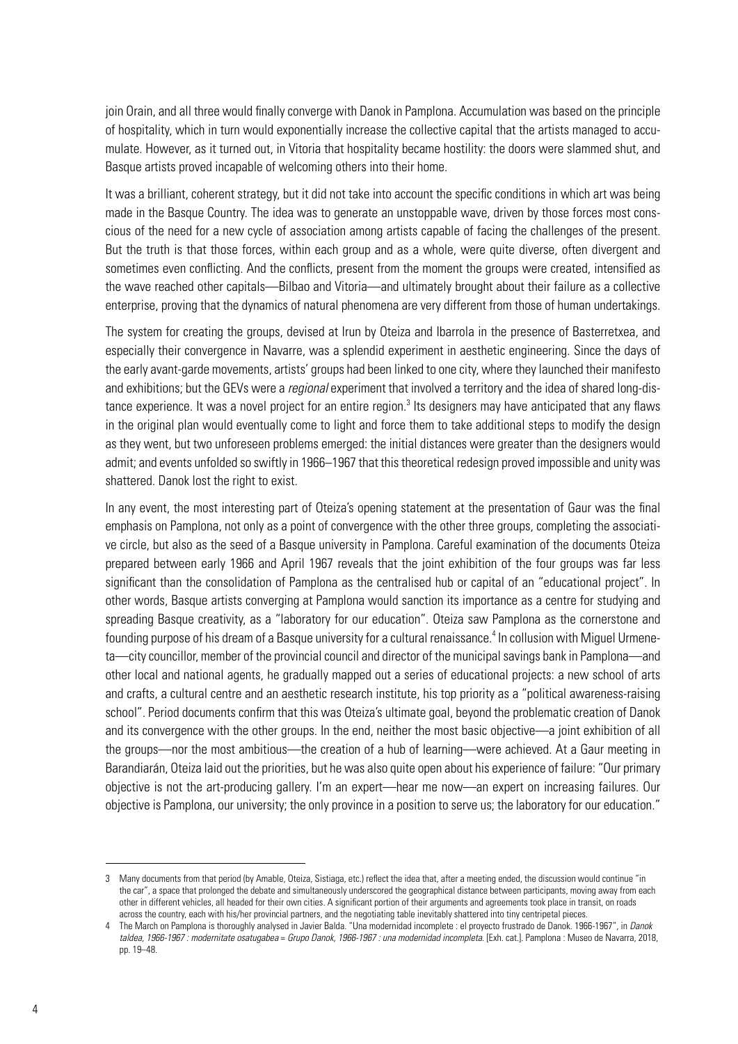join Orain, and all three would finally converge with Danok in Pamplona. Accumulation was based on the principle of hospitality, which in turn would exponentially increase the collective capital that the artists managed to accumulate. However, as it turned out, in Vitoria that hospitality became hostility: the doors were slammed shut, and Basque artists proved incapable of welcoming others into their home.

It was a brilliant, coherent strategy, but it did not take into account the specific conditions in which art was being made in the Basque Country. The idea was to generate an unstoppable wave, driven by those forces most conscious of the need for a new cycle of association among artists capable of facing the challenges of the present. But the truth is that those forces, within each group and as a whole, were quite diverse, often divergent and sometimes even conflicting. And the conflicts, present from the moment the groups were created, intensified as the wave reached other capitals—Bilbao and Vitoria—and ultimately brought about their failure as a collective enterprise, proving that the dynamics of natural phenomena are very different from those of human undertakings.

The system for creating the groups, devised at Irun by Oteiza and Ibarrola in the presence of Basterretxea, and especially their convergence in Navarre, was a splendid experiment in aesthetic engineering. Since the days of the early avant-garde movements, artists' groups had been linked to one city, where they launched their manifesto and exhibitions; but the GEVs were a *regional* experiment that involved a territory and the idea of shared long-distance experience. It was a novel project for an entire region.[3] Its designers may have anticipated that any flaws in the original plan would eventually come to light and force them to take additional steps to modify the design as they went, but two unforeseen problems emerged: the initial distances were greater than the designers would admit; and events unfolded so swiftly in 1966–1967 that this theoretical redesign proved impossible and unity was shattered. Danok lost the right to exist.

In any event, the most interesting part of Oteiza's opening statement at the presentation of Gaur was the final emphasis on Pamplona, not only as a point of convergence with the other three groups, completing the associative circle, but also as the seed of a Basque university in Pamplona. Careful examination of the documents Oteiza prepared between early 1966 and April 1967 reveals that the joint exhibition of the four groups was far less significant than the consolidation of Pamplona as the centralised hub or capital of an "educational project". In other words, Basque artists converging at Pamplona would sanction its importance as a centre for studying and spreading Basque creativity, as a "laboratory for our education". Oteiza saw Pamplona as the cornerstone and founding purpose of his dream of a Basque university for a cultural renaissance.[4] In collusion with Miguel Urmeneta—city councillor, member of the provincial council and director of the municipal savings bank in Pamplona—and other local and national agents, he gradually mapped out a series of educational projects: a new school of arts and crafts, a cultural centre and an aesthetic research institute, his top priority as a "political awareness-raising school". Period documents confirm that this was Oteiza's ultimate goal, beyond the problematic creation of Danok and its convergence with the other groups. In the end, neither the most basic objective—a joint exhibition of all the groups—nor the most ambitious—the creation of a hub of learning—were achieved. At a Gaur meeting in Barandiarán, Oteiza laid out the priorities, but he was also quite open about his experience of failure: "Our primary objective is not the art-producing gallery. I'm an expert—hear me now—an expert on increasing failures. Our objective is Pamplona, our university; the only province in a position to serve us; the laboratory for our education."

---

3 Many documents from that period (by Amable, Oteiza, Sistiaga, etc.) reflect the idea that, after a meeting ended, the discussion would continue "in the car", a space that prolonged the debate and simultaneously underscored the geographical distance between participants, moving away from each other in different vehicles, all headed for their own cities. A significant portion of their arguments and agreements took place in transit, on roads across the country, each with his/her provincial partners, and the negotiating table inevitably shattered into tiny centripetal pieces.

4 The March on Pamplona is thoroughly analysed in Javier Balda. "Una modernidad incomplete : el proyecto frustrado de Danok. 1966-1967", in *Danok taldea, 1966-1967 : modernitate osatugabea = Grupo Danok, 1966-1967 : una modernidad incompleta*. [Exh. cat.]. Pamplona : Museo de Navarra, 2018, pp. 19–48.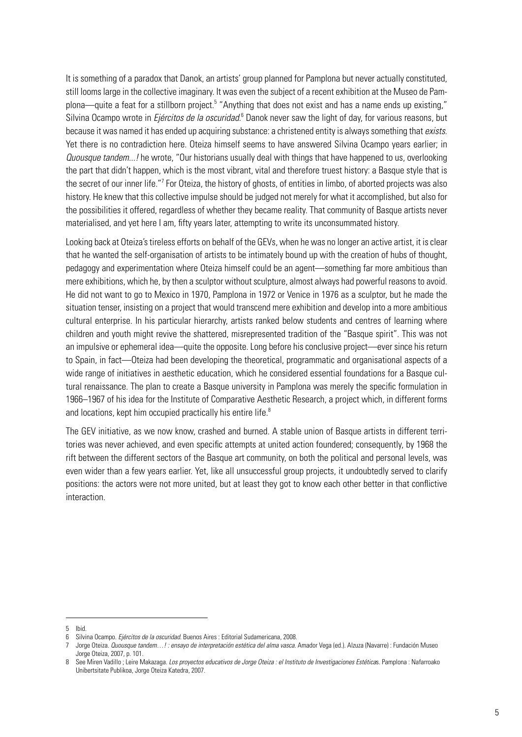It is something of a paradox that Danok, an artists' group planned for Pamplona but never actually constituted, still looms large in the collective imaginary. It was even the subject of a recent exhibition at the Museo de Pamplona—quite a feat for a stillborn project.[5] "Anything that does not exist and has a name ends up existing," Silvina Ocampo wrote in *Ejércitos de la oscuridad*.[6] Danok never saw the light of day, for various reasons, but because it was named it has ended up acquiring substance: a christened entity is always something that *exists*. Yet there is no contradiction here. Oteiza himself seems to have answered Silvina Ocampo years earlier; in *Quousque tandem...!* he wrote, "Our historians usually deal with things that have happened to us, overlooking the part that didn't happen, which is the most vibrant, vital and therefore truest history: a Basque style that is the secret of our inner life."[7] For Oteiza, the history of ghosts, of entities in limbo, of aborted projects was also history. He knew that this collective impulse should be judged not merely for what it accomplished, but also for the possibilities it offered, regardless of whether they became reality. That community of Basque artists never materialised, and yet here I am, fifty years later, attempting to write its unconsummated history.

Looking back at Oteiza's tireless efforts on behalf of the GEVs, when he was no longer an active artist, it is clear that he wanted the self-organisation of artists to be intimately bound up with the creation of hubs of thought, pedagogy and experimentation where Oteiza himself could be an agent—something far more ambitious than mere exhibitions, which he, by then a sculptor without sculpture, almost always had powerful reasons to avoid. He did not want to go to Mexico in 1970, Pamplona in 1972 or Venice in 1976 as a sculptor, but he made the situation tenser, insisting on a project that would transcend mere exhibition and develop into a more ambitious cultural enterprise. In his particular hierarchy, artists ranked below students and centres of learning where children and youth might revive the shattered, misrepresented tradition of the "Basque spirit". This was not an impulsive or ephemeral idea—quite the opposite. Long before his conclusive project—ever since his return to Spain, in fact—Oteiza had been developing the theoretical, programmatic and organisational aspects of a wide range of initiatives in aesthetic education, which he considered essential foundations for a Basque cultural renaissance. The plan to create a Basque university in Pamplona was merely the specific formulation in 1966–1967 of his idea for the Institute of Comparative Aesthetic Research, a project which, in different forms and locations, kept him occupied practically his entire life.[8]

The GEV initiative, as we now know, crashed and burned. A stable union of Basque artists in different territories was never achieved, and even specific attempts at united action foundered; consequently, by 1968 the rift between the different sectors of the Basque art community, on both the political and personal levels, was even wider than a few years earlier. Yet, like all unsuccessful group projects, it undoubtedly served to clarify positions: the actors were not more united, but at least they got to know each other better in that conflictive interaction.

---

5 Ibid.

6 Silvina Ocampo. *Ejércitos de la oscuridad*. Buenos Aires : Editorial Sudamericana, 2008.

7 Jorge Oteiza. *Quousque tandem…! : ensayo de interpretación estética del alma vasca*. Amador Vega (ed.). Alzuza (Navarre) : Fundación Museo Jorge Oteiza, 2007, p. 101.

8 See Miren Vadillo ; Leire Makazaga. *Los proyectos educativos de Jorge Oteiza : el Instituto de Investigaciones Estéticas*. Pamplona : Nafarroako Unibertsitate Publikoa, Jorge Oteiza Katedra, 2007.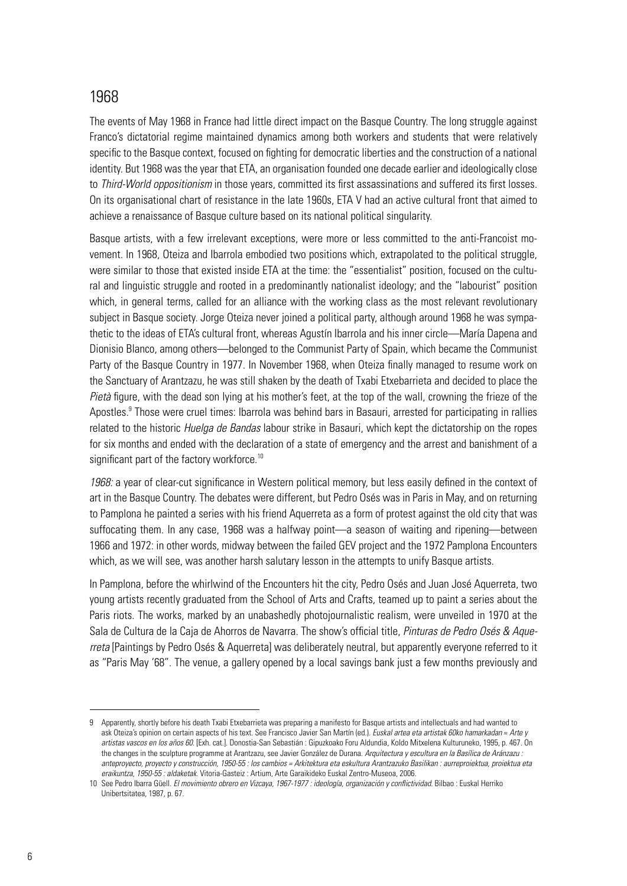## 1968

The events of May 1968 in France had little direct impact on the Basque Country. The long struggle against Franco's dictatorial regime maintained dynamics among both workers and students that were relatively specific to the Basque context, focused on fighting for democratic liberties and the construction of a national identity. But 1968 was the year that ETA, an organisation founded one decade earlier and ideologically close to *Third-World oppositionism* in those years, committed its first assassinations and suffered its first losses. On its organisational chart of resistance in the late 1960s, ETA V had an active cultural front that aimed to achieve a renaissance of Basque culture based on its national political singularity.

Basque artists, with a few irrelevant exceptions, were more or less committed to the anti-Francoist movement. In 1968, Oteiza and Ibarrola embodied two positions which, extrapolated to the political struggle, were similar to those that existed inside ETA at the time: the "essentialist" position, focused on the cultural and linguistic struggle and rooted in a predominantly nationalist ideology; and the "labourist" position which, in general terms, called for an alliance with the working class as the most relevant revolutionary subject in Basque society. Jorge Oteiza never joined a political party, although around 1968 he was sympathetic to the ideas of ETA's cultural front, whereas Agustín Ibarrola and his inner circle—María Dapena and Dionisio Blanco, among others—belonged to the Communist Party of Spain, which became the Communist Party of the Basque Country in 1977. In November 1968, when Oteiza finally managed to resume work on the Sanctuary of Arantzazu, he was still shaken by the death of Txabi Etxebarrieta and decided to place the *Pietà* figure, with the dead son lying at his mother's feet, at the top of the wall, crowning the frieze of the Apostles.[9] Those were cruel times: Ibarrola was behind bars in Basauri, arrested for participating in rallies related to the historic *Huelga de Bandas* labour strike in Basauri, which kept the dictatorship on the ropes for six months and ended with the declaration of a state of emergency and the arrest and banishment of a significant part of the factory workforce.[10]

*1968:* a year of clear-cut significance in Western political memory, but less easily defined in the context of art in the Basque Country. The debates were different, but Pedro Osés was in Paris in May, and on returning to Pamplona he painted a series with his friend Aquerreta as a form of protest against the old city that was suffocating them. In any case, 1968 was a halfway point—a season of waiting and ripening—between 1966 and 1972: in other words, midway between the failed GEV project and the 1972 Pamplona Encounters which, as we will see, was another harsh salutary lesson in the attempts to unify Basque artists.

In Pamplona, before the whirlwind of the Encounters hit the city, Pedro Osés and Juan José Aquerreta, two young artists recently graduated from the School of Arts and Crafts, teamed up to paint a series about the Paris riots. The works, marked by an unabashedly photojournalistic realism, were unveiled in 1970 at the Sala de Cultura de la Caja de Ahorros de Navarra. The show's official title, *Pinturas de Pedro Osés & Aquerreta* [Paintings by Pedro Osés & Aquerreta] was deliberately neutral, but apparently everyone referred to it as "Paris May '68". The venue, a gallery opened by a local savings bank just a few months previously and

---

9 Apparently, shortly before his death Txabi Etxebarrieta was preparing a manifesto for Basque artists and intellectuals and had wanted to ask Oteiza's opinion on certain aspects of his text. See Francisco Javier San Martín (ed.). *Euskal artea eta artistak 60ko hamarkadan = Arte y artistas vascos en los años 60*. [Exh. cat.]. Donostia-San Sebastián : Gipuzkoako Foru Aldundia, Koldo Mitxelena Kulturuneko, 1995, p. 467. On the changes in the sculpture programme at Arantzazu, see Javier González de Durana. *Arquitectura y escultura en la Basílica de Aránzazu : anteproyecto, proyecto y construcción, 1950-55 : los cambios = Arkitektura eta eskultura Arantzazuko Basilikan : aurreproiektua, proiektua eta eraikuntza, 1950-55 : aldaketak*. Vitoria-Gasteiz : Artium, Arte Garaikideko Euskal Zentro-Museoa, 2006.

10 See Pedro Ibarra Güell. *El movimiento obrero en Vizcaya, 1967-1977 : ideología, organización y conflictividad*. Bilbao : Euskal Herriko Unibertsitatea, 1987, p. 67.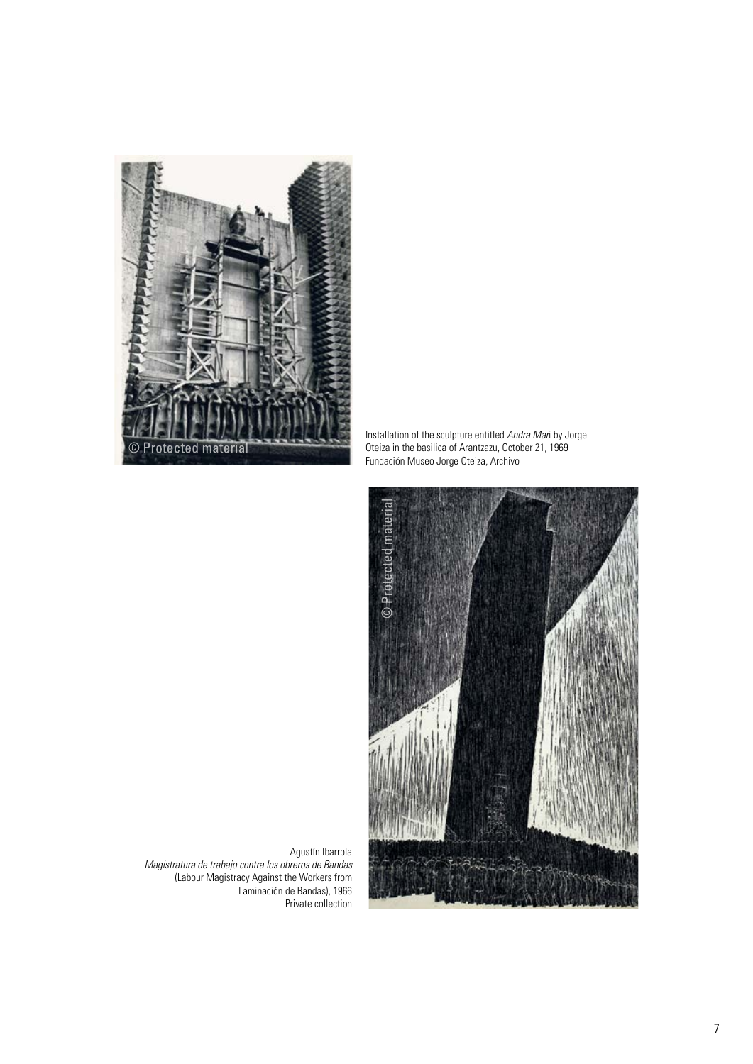Installation of the sculpture entitled *Andra Mari* by Jorge Oteiza in the basilica of Arantzazu, October 21, 1969
Fundación Museo Jorge Oteiza, Archivo

Agustín Ibarrola
*Magistratura de trabajo contra los obreros de Bandas*
(Labour Magistracy Against the Workers from Laminación de Bandas), 1966
Private collection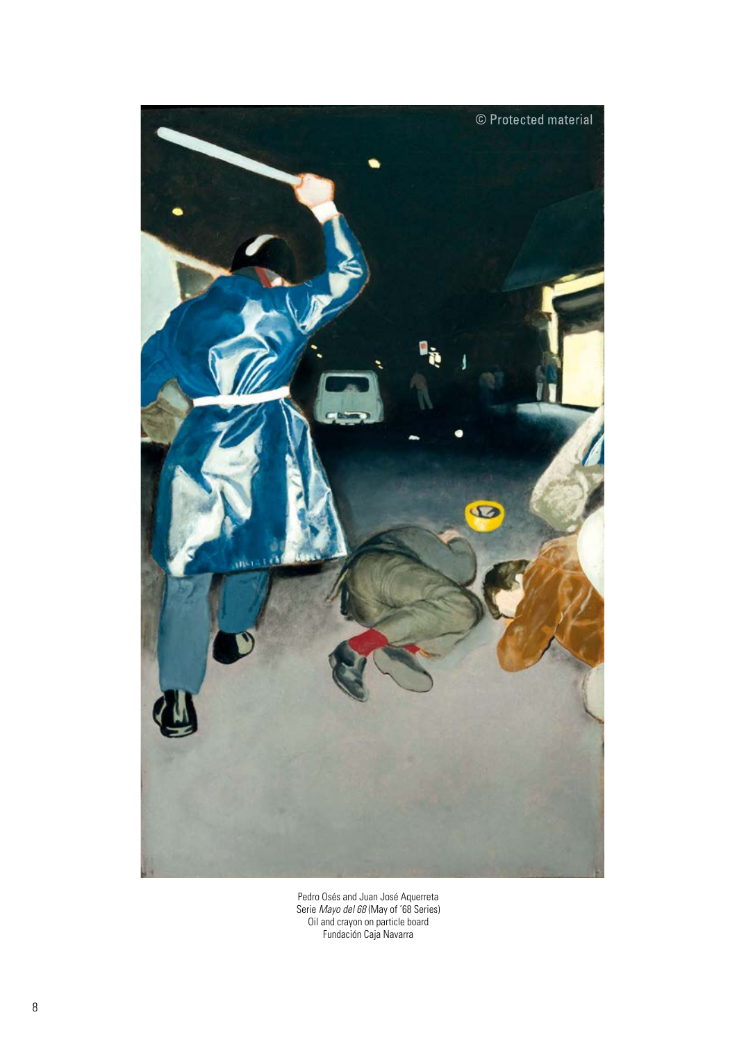Pedro Osés and Juan José Aquerreta
Serie *Mayo del 68* (May of '68 Series)
Oil and crayon on particle board
Fundación Caja Navarra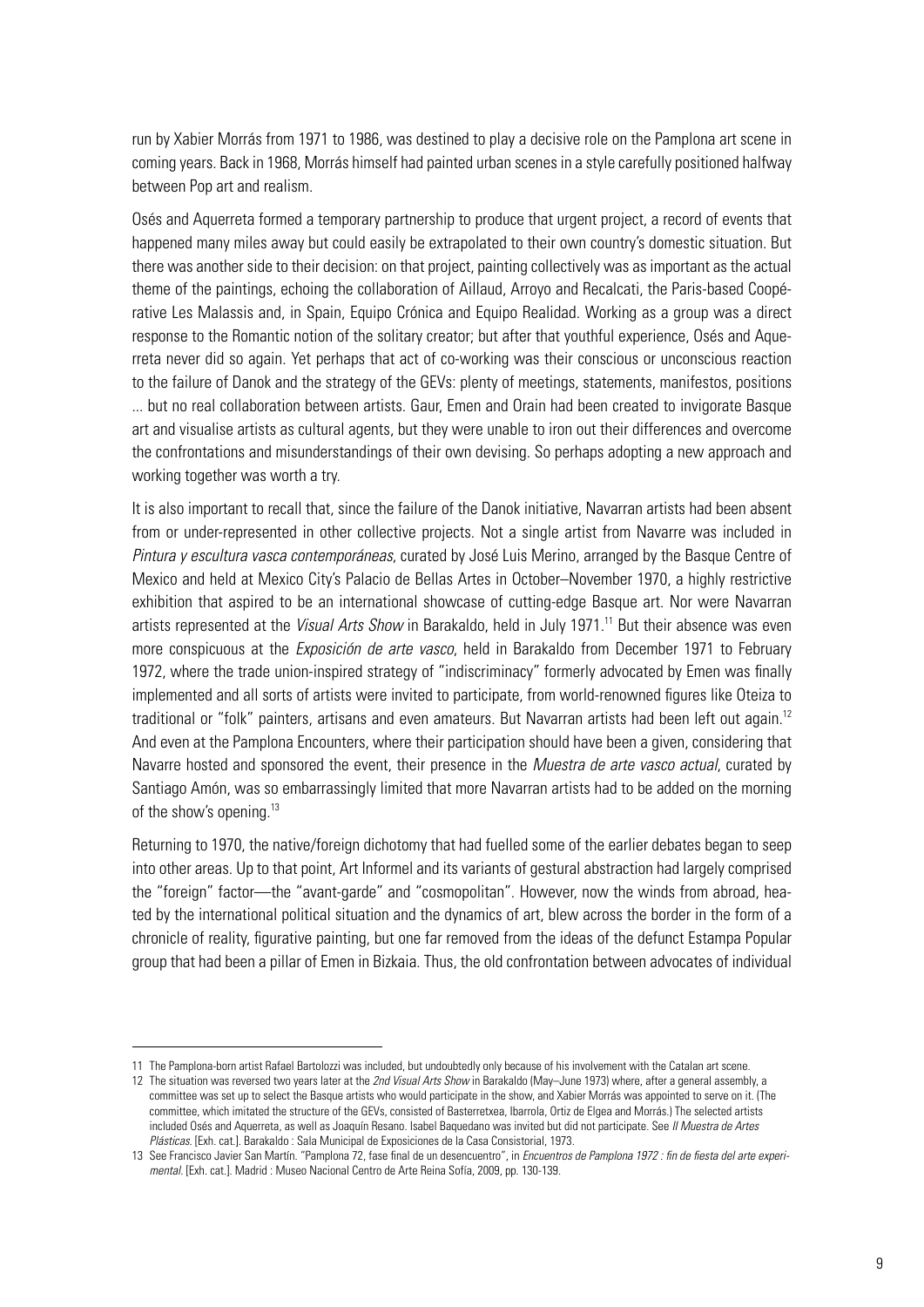run by Xabier Morrás from 1971 to 1986, was destined to play a decisive role on the Pamplona art scene in coming years. Back in 1968, Morrás himself had painted urban scenes in a style carefully positioned halfway between Pop art and realism.

Osés and Aquerreta formed a temporary partnership to produce that urgent project, a record of events that happened many miles away but could easily be extrapolated to their own country's domestic situation. But there was another side to their decision: on that project, painting collectively was as important as the actual theme of the paintings, echoing the collaboration of Aillaud, Arroyo and Recalcati, the Paris-based Coopérative Les Malassis and, in Spain, Equipo Crónica and Equipo Realidad. Working as a group was a direct response to the Romantic notion of the solitary creator; but after that youthful experience, Osés and Aquerreta never did so again. Yet perhaps that act of co-working was their conscious or unconscious reaction to the failure of Danok and the strategy of the GEVs: plenty of meetings, statements, manifestos, positions ... but no real collaboration between artists. Gaur, Emen and Orain had been created to invigorate Basque art and visualise artists as cultural agents, but they were unable to iron out their differences and overcome the confrontations and misunderstandings of their own devising. So perhaps adopting a new approach and working together was worth a try.

It is also important to recall that, since the failure of the Danok initiative, Navarran artists had been absent from or under-represented in other collective projects. Not a single artist from Navarre was included in *Pintura y escultura vasca contemporáneas*, curated by José Luis Merino, arranged by the Basque Centre of Mexico and held at Mexico City's Palacio de Bellas Artes in October–November 1970, a highly restrictive exhibition that aspired to be an international showcase of cutting-edge Basque art. Nor were Navarran artists represented at the *Visual Arts Show* in Barakaldo, held in July 1971.[11] But their absence was even more conspicuous at the *Exposición de arte vasco*, held in Barakaldo from December 1971 to February 1972, where the trade union-inspired strategy of "indiscriminacy" formerly advocated by Emen was finally implemented and all sorts of artists were invited to participate, from world-renowned figures like Oteiza to traditional or "folk" painters, artisans and even amateurs. But Navarran artists had been left out again.[12] And even at the Pamplona Encounters, where their participation should have been a given, considering that Navarre hosted and sponsored the event, their presence in the *Muestra de arte vasco actual*, curated by Santiago Amón, was so embarrassingly limited that more Navarran artists had to be added on the morning of the show's opening.[13]

Returning to 1970, the native/foreign dichotomy that had fuelled some of the earlier debates began to seep into other areas. Up to that point, Art Informel and its variants of gestural abstraction had largely comprised the "foreign" factor—the "avant-garde" and "cosmopolitan". However, now the winds from abroad, heated by the international political situation and the dynamics of art, blew across the border in the form of a chronicle of reality, figurative painting, but one far removed from the ideas of the defunct Estampa Popular group that had been a pillar of Emen in Bizkaia. Thus, the old confrontation between advocates of individual

---

11 The Pamplona-born artist Rafael Bartolozzi was included, but undoubtedly only because of his involvement with the Catalan art scene.

12 The situation was reversed two years later at the *2nd Visual Arts Show* in Barakaldo (May–June 1973) where, after a general assembly, a committee was set up to select the Basque artists who would participate in the show, and Xabier Morrás was appointed to serve on it. (The committee, which imitated the structure of the GEVs, consisted of Basterretxea, Ibarrola, Ortiz de Elgea and Morrás.) The selected artists included Osés and Aquerreta, as well as Joaquín Resano. Isabel Baquedano was invited but did not participate. See *II Muestra de Artes Plásticas*. [Exh. cat.]. Barakaldo : Sala Municipal de Exposiciones de la Casa Consistorial, 1973.

13 See Francisco Javier San Martín. "Pamplona 72, fase final de un desencuentro", in *Encuentros de Pamplona 1972 : fin de fiesta del arte experimental*. [Exh. cat.]. Madrid : Museo Nacional Centro de Arte Reina Sofía, 2009, pp. 130-139.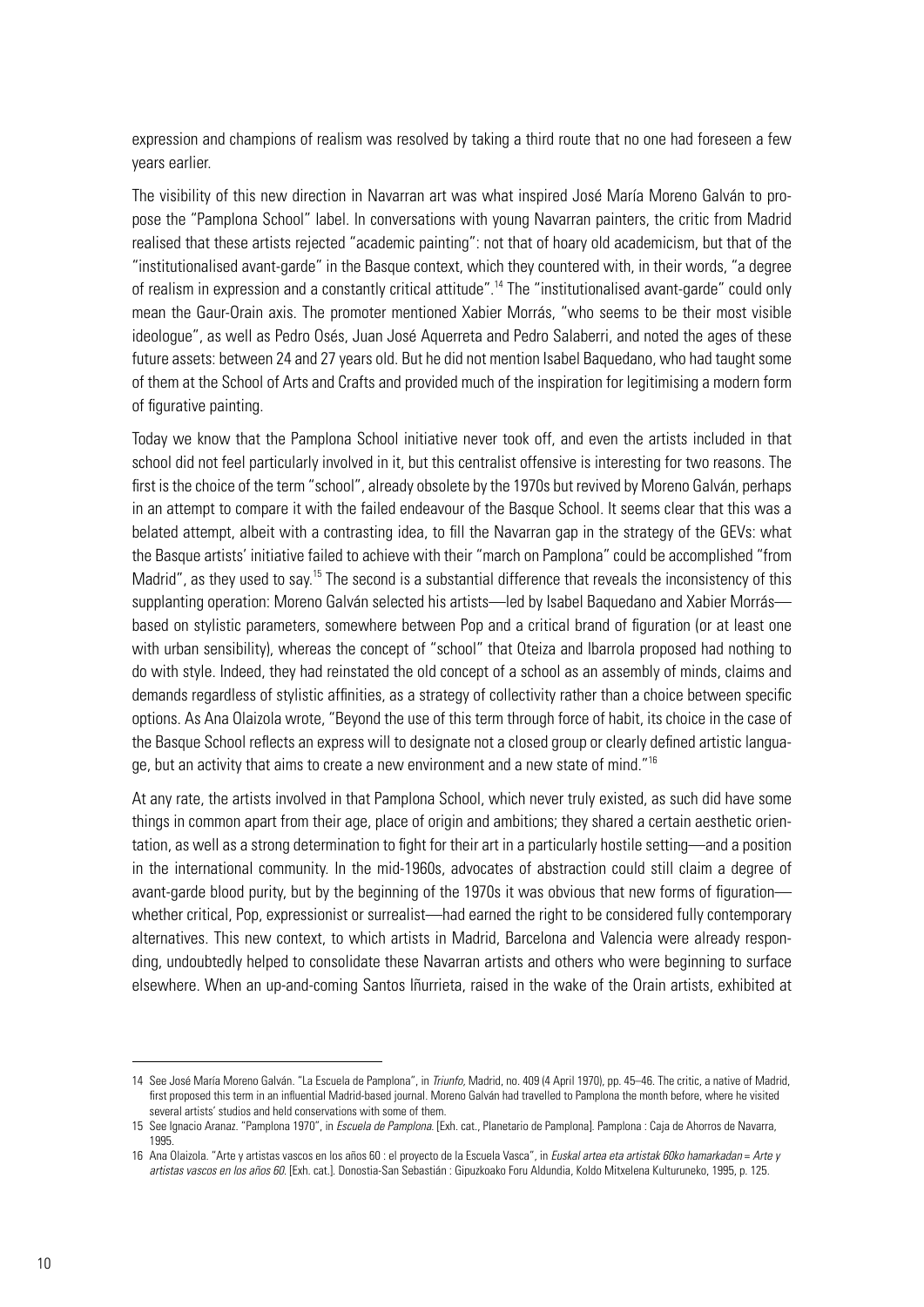expression and champions of realism was resolved by taking a third route that no one had foreseen a few years earlier.

The visibility of this new direction in Navarran art was what inspired José María Moreno Galván to propose the "Pamplona School" label. In conversations with young Navarran painters, the critic from Madrid realised that these artists rejected "academic painting": not that of hoary old academicism, but that of the "institutionalised avant-garde" in the Basque context, which they countered with, in their words, "a degree of realism in expression and a constantly critical attitude".[14] The "institutionalised avant-garde" could only mean the Gaur-Orain axis. The promoter mentioned Xabier Morrás, "who seems to be their most visible ideologue", as well as Pedro Osés, Juan José Aquerreta and Pedro Salaberri, and noted the ages of these future assets: between 24 and 27 years old. But he did not mention Isabel Baquedano, who had taught some of them at the School of Arts and Crafts and provided much of the inspiration for legitimising a modern form of figurative painting.

Today we know that the Pamplona School initiative never took off, and even the artists included in that school did not feel particularly involved in it, but this centralist offensive is interesting for two reasons. The first is the choice of the term "school", already obsolete by the 1970s but revived by Moreno Galván, perhaps in an attempt to compare it with the failed endeavour of the Basque School. It seems clear that this was a belated attempt, albeit with a contrasting idea, to fill the Navarran gap in the strategy of the GEVs: what the Basque artists' initiative failed to achieve with their "march on Pamplona" could be accomplished "from Madrid", as they used to say.[15] The second is a substantial difference that reveals the inconsistency of this supplanting operation: Moreno Galván selected his artists—led by Isabel Baquedano and Xabier Morrás—based on stylistic parameters, somewhere between Pop and a critical brand of figuration (or at least one with urban sensibility), whereas the concept of "school" that Oteiza and Ibarrola proposed had nothing to do with style. Indeed, they had reinstated the old concept of a school as an assembly of minds, claims and demands regardless of stylistic affinities, as a strategy of collectivity rather than a choice between specific options. As Ana Olaizola wrote, "Beyond the use of this term through force of habit, its choice in the case of the Basque School reflects an express will to designate not a closed group or clearly defined artistic language, but an activity that aims to create a new environment and a new state of mind."[16]

At any rate, the artists involved in that Pamplona School, which never truly existed, as such did have some things in common apart from their age, place of origin and ambitions; they shared a certain aesthetic orientation, as well as a strong determination to fight for their art in a particularly hostile setting—and a position in the international community. In the mid-1960s, advocates of abstraction could still claim a degree of avant-garde blood purity, but by the beginning of the 1970s it was obvious that new forms of figuration—whether critical, Pop, expressionist or surrealist—had earned the right to be considered fully contemporary alternatives. This new context, to which artists in Madrid, Barcelona and Valencia were already responding, undoubtedly helped to consolidate these Navarran artists and others who were beginning to surface elsewhere. When an up-and-coming Santos Iñurrieta, raised in the wake of the Orain artists, exhibited at

---

14 See José María Moreno Galván. "La Escuela de Pamplona", in *Triunfo*, Madrid, no. 409 (4 April 1970), pp. 45–46. The critic, a native of Madrid, first proposed this term in an influential Madrid-based journal. Moreno Galván had travelled to Pamplona the month before, where he visited several artists' studios and held conservations with some of them.

15 See Ignacio Aranaz. "Pamplona 1970", in *Escuela de Pamplona*. [Exh. cat., Planetario de Pamplona]. Pamplona : Caja de Ahorros de Navarra, 1995.

16 Ana Olaizola. "Arte y artistas vascos en los años 60 : el proyecto de la Escuela Vasca", in *Euskal artea eta artistak 60ko hamarkadan = Arte y artistas vascos en los años 60*. [Exh. cat.]. Donostia-San Sebastián : Gipuzkoako Foru Aldundia, Koldo Mitxelena Kulturuneko, 1995, p. 125.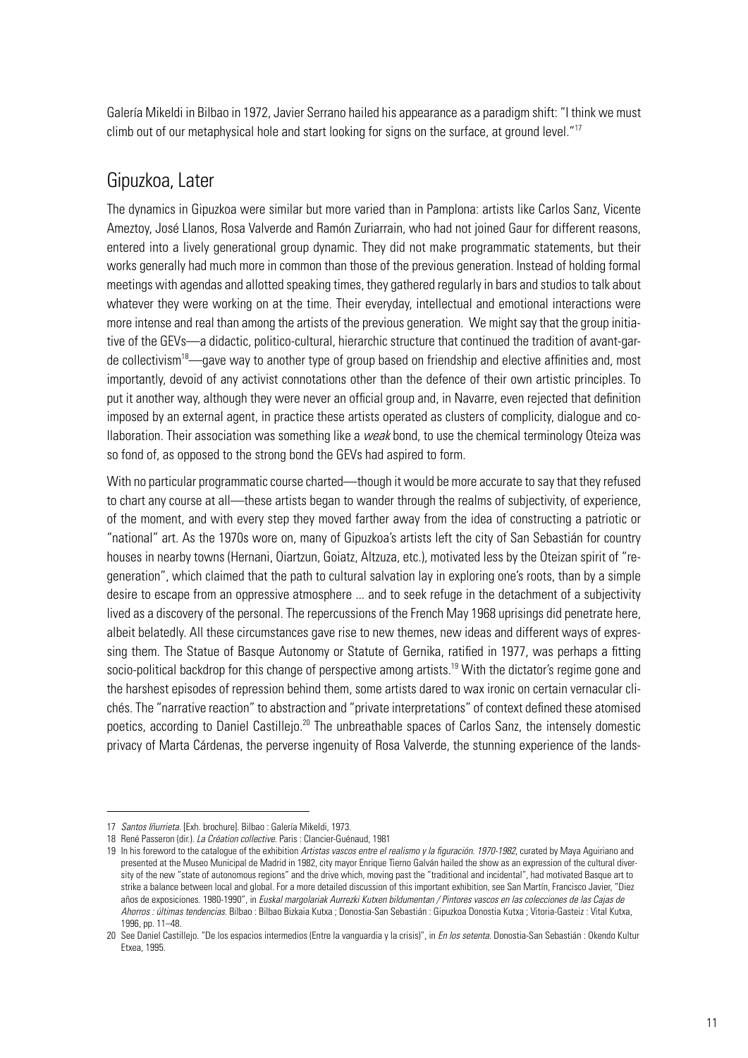Galería Mikeldi in Bilbao in 1972, Javier Serrano hailed his appearance as a paradigm shift: "I think we must climb out of our metaphysical hole and start looking for signs on the surface, at ground level."[17]

## Gipuzkoa, Later

The dynamics in Gipuzkoa were similar but more varied than in Pamplona: artists like Carlos Sanz, Vicente Ameztoy, José Llanos, Rosa Valverde and Ramón Zuriarrain, who had not joined Gaur for different reasons, entered into a lively generational group dynamic. They did not make programmatic statements, but their works generally had much more in common than those of the previous generation. Instead of holding formal meetings with agendas and allotted speaking times, they gathered regularly in bars and studios to talk about whatever they were working on at the time. Their everyday, intellectual and emotional interactions were more intense and real than among the artists of the previous generation. We might say that the group initiative of the GEVs—a didactic, politico-cultural, hierarchic structure that continued the tradition of avant-garde collectivism[18]—gave way to another type of group based on friendship and elective affinities and, most importantly, devoid of any activist connotations other than the defence of their own artistic principles. To put it another way, although they were never an official group and, in Navarre, even rejected that definition imposed by an external agent, in practice these artists operated as clusters of complicity, dialogue and collaboration. Their association was something like a *weak* bond, to use the chemical terminology Oteiza was so fond of, as opposed to the strong bond the GEVs had aspired to form.

With no particular programmatic course charted—though it would be more accurate to say that they refused to chart any course at all—these artists began to wander through the realms of subjectivity, of experience, of the moment, and with every step they moved farther away from the idea of constructing a patriotic or "national" art. As the 1970s wore on, many of Gipuzkoa's artists left the city of San Sebastián for country houses in nearby towns (Hernani, Oiartzun, Goiatz, Altzuza, etc.), motivated less by the Oteizan spirit of "regeneration", which claimed that the path to cultural salvation lay in exploring one's roots, than by a simple desire to escape from an oppressive atmosphere ... and to seek refuge in the detachment of a subjectivity lived as a discovery of the personal. The repercussions of the French May 1968 uprisings did penetrate here, albeit belatedly. All these circumstances gave rise to new themes, new ideas and different ways of expressing them. The Statue of Basque Autonomy or Statute of Gernika, ratified in 1977, was perhaps a fitting socio-political backdrop for this change of perspective among artists.[19] With the dictator's regime gone and the harshest episodes of repression behind them, some artists dared to wax ironic on certain vernacular clichés. The "narrative reaction" to abstraction and "private interpretations" of context defined these atomised poetics, according to Daniel Castillejo.[20] The unbreathable spaces of Carlos Sanz, the intensely domestic privacy of Marta Cárdenas, the perverse ingenuity of Rosa Valverde, the stunning experience of the lands-

---

17 *Santos Iñurrieta*. [Exh. brochure]. Bilbao : Galería Mikeldi, 1973.

18 René Passeron (dir.). *La Création collective*. Paris : Clancier-Guénaud, 1981

19 In his foreword to the catalogue of the exhibition *Artistas vascos entre el realismo y la figuración. 1970-1982*, curated by Maya Aguiriano and presented at the Museo Municipal de Madrid in 1982, city mayor Enrique Tierno Galván hailed the show as an expression of the cultural diversity of the new "state of autonomous regions" and the drive which, moving past the "traditional and incidental", had motivated Basque art to strike a balance between local and global. For a more detailed discussion of this important exhibition, see San Martín, Francisco Javier, "Diez años de exposiciones. 1980-1990", in *Euskal margolariak Aurrezki Kutxen bildumentan / Pintores vascos en las colecciones de las Cajas de Ahorros : últimas tendencias*. Bilbao : Bilbao Bizkaia Kutxa ; Donostia-San Sebastián : Gipuzkoa Donostia Kutxa ; Vitoria-Gasteiz : Vital Kutxa, 1996, pp. 11–48.

20 See Daniel Castillejo. "De los espacios intermedios (Entre la vanguardia y la crisis)", in *En los setenta*. Donostia-San Sebastián : Okendo Kultur Etxea, 1995.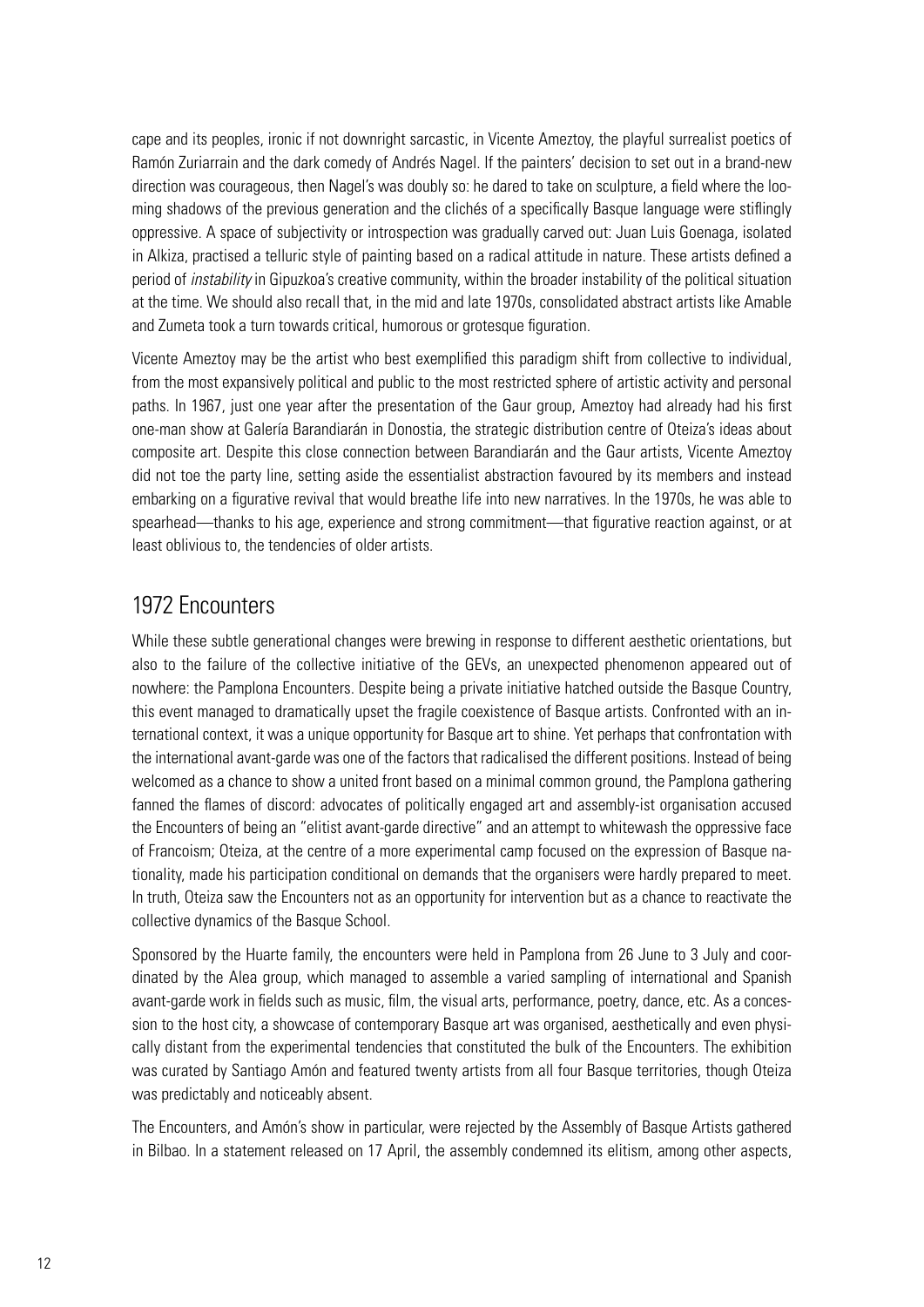cape and its peoples, ironic if not downright sarcastic, in Vicente Ameztoy, the playful surrealist poetics of Ramón Zuriarrain and the dark comedy of Andrés Nagel. If the painters' decision to set out in a brand-new direction was courageous, then Nagel's was doubly so: he dared to take on sculpture, a field where the looming shadows of the previous generation and the clichés of a specifically Basque language were stiflingly oppressive. A space of subjectivity or introspection was gradually carved out: Juan Luis Goenaga, isolated in Alkiza, practised a telluric style of painting based on a radical attitude in nature. These artists defined a period of *instability* in Gipuzkoa's creative community, within the broader instability of the political situation at the time. We should also recall that, in the mid and late 1970s, consolidated abstract artists like Amable and Zumeta took a turn towards critical, humorous or grotesque figuration.

Vicente Ameztoy may be the artist who best exemplified this paradigm shift from collective to individual, from the most expansively political and public to the most restricted sphere of artistic activity and personal paths. In 1967, just one year after the presentation of the Gaur group, Ameztoy had already had his first one-man show at Galería Barandiarán in Donostia, the strategic distribution centre of Oteiza's ideas about composite art. Despite this close connection between Barandiarán and the Gaur artists, Vicente Ameztoy did not toe the party line, setting aside the essentialist abstraction favoured by its members and instead embarking on a figurative revival that would breathe life into new narratives. In the 1970s, he was able to spearhead—thanks to his age, experience and strong commitment—that figurative reaction against, or at least oblivious to, the tendencies of older artists.

## 1972 Encounters

While these subtle generational changes were brewing in response to different aesthetic orientations, but also to the failure of the collective initiative of the GEVs, an unexpected phenomenon appeared out of nowhere: the Pamplona Encounters. Despite being a private initiative hatched outside the Basque Country, this event managed to dramatically upset the fragile coexistence of Basque artists. Confronted with an international context, it was a unique opportunity for Basque art to shine. Yet perhaps that confrontation with the international avant-garde was one of the factors that radicalised the different positions. Instead of being welcomed as a chance to show a united front based on a minimal common ground, the Pamplona gathering fanned the flames of discord: advocates of politically engaged art and assembly-ist organisation accused the Encounters of being an "elitist avant-garde directive" and an attempt to whitewash the oppressive face of Francoism; Oteiza, at the centre of a more experimental camp focused on the expression of Basque nationality, made his participation conditional on demands that the organisers were hardly prepared to meet. In truth, Oteiza saw the Encounters not as an opportunity for intervention but as a chance to reactivate the collective dynamics of the Basque School.

Sponsored by the Huarte family, the encounters were held in Pamplona from 26 June to 3 July and coordinated by the Alea group, which managed to assemble a varied sampling of international and Spanish avant-garde work in fields such as music, film, the visual arts, performance, poetry, dance, etc. As a concession to the host city, a showcase of contemporary Basque art was organised, aesthetically and even physically distant from the experimental tendencies that constituted the bulk of the Encounters. The exhibition was curated by Santiago Amón and featured twenty artists from all four Basque territories, though Oteiza was predictably and noticeably absent.

The Encounters, and Amón's show in particular, were rejected by the Assembly of Basque Artists gathered in Bilbao. In a statement released on 17 April, the assembly condemned its elitism, among other aspects,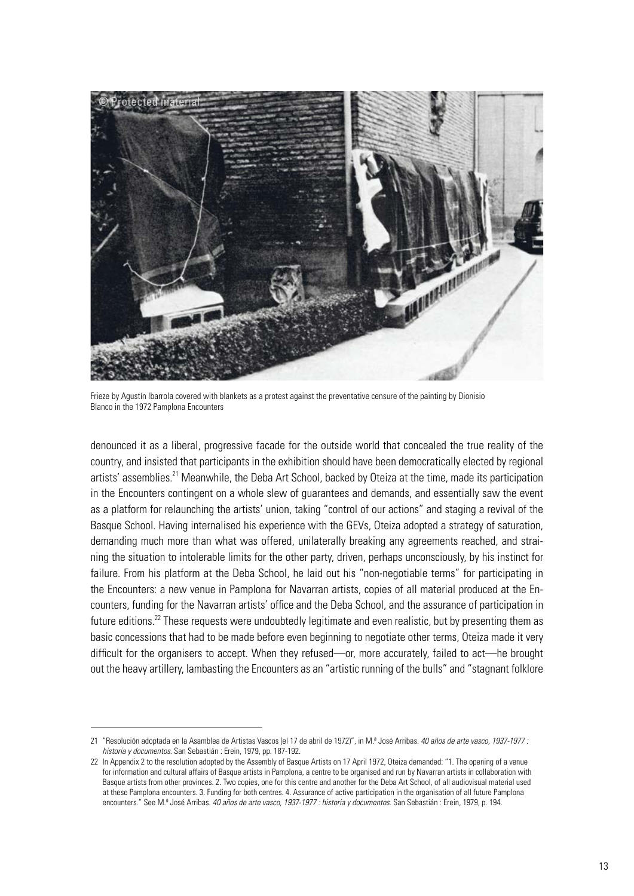Frieze by Agustín Ibarrola covered with blankets as a protest against the preventative censure of the painting by Dionisio Blanco in the 1972 Pamplona Encounters

denounced it as a liberal, progressive facade for the outside world that concealed the true reality of the country, and insisted that participants in the exhibition should have been democratically elected by regional artists' assemblies.[21] Meanwhile, the Deba Art School, backed by Oteiza at the time, made its participation in the Encounters contingent on a whole slew of guarantees and demands, and essentially saw the event as a platform for relaunching the artists' union, taking "control of our actions" and staging a revival of the Basque School. Having internalised his experience with the GEVs, Oteiza adopted a strategy of saturation, demanding much more than what was offered, unilaterally breaking any agreements reached, and straining the situation to intolerable limits for the other party, driven, perhaps unconsciously, by his instinct for failure. From his platform at the Deba School, he laid out his "non-negotiable terms" for participating in the Encounters: a new venue in Pamplona for Navarran artists, copies of all material produced at the Encounters, funding for the Navarran artists' office and the Deba School, and the assurance of participation in future editions.[22] These requests were undoubtedly legitimate and even realistic, but by presenting them as basic concessions that had to be made before even beginning to negotiate other terms, Oteiza made it very difficult for the organisers to accept. When they refused—or, more accurately, failed to act—he brought out the heavy artillery, lambasting the Encounters as an "artistic running of the bulls" and "stagnant folklore

---

21 "Resolución adoptada en la Asamblea de Artistas Vascos (el 17 de abril de 1972)", in M.ª José Arribas. *40 años de arte vasco, 1937-1977 : historia y documentos*. San Sebastián : Erein, 1979, pp. 187-192.

22 In Appendix 2 to the resolution adopted by the Assembly of Basque Artists on 17 April 1972, Oteiza demanded: "1. The opening of a venue for information and cultural affairs of Basque artists in Pamplona, a centre to be organised and run by Navarran artists in collaboration with Basque artists from other provinces. 2. Two copies, one for this centre and another for the Deba Art School, of all audiovisual material used at these Pamplona encounters. 3. Funding for both centres. 4. Assurance of active participation in the organisation of all future Pamplona encounters." See M.ª José Arribas. *40 años de arte vasco, 1937-1977 : historia y documentos*. San Sebastián : Erein, 1979, p. 194.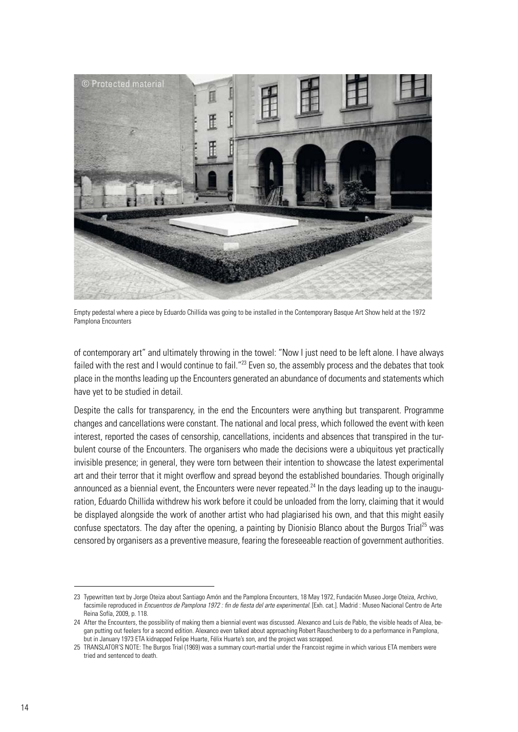Empty pedestal where a piece by Eduardo Chillida was going to be installed in the Contemporary Basque Art Show held at the 1972 Pamplona Encounters

of contemporary art" and ultimately throwing in the towel: "Now I just need to be left alone. I have always failed with the rest and I would continue to fail."[23] Even so, the assembly process and the debates that took place in the months leading up the Encounters generated an abundance of documents and statements which have yet to be studied in detail.

Despite the calls for transparency, in the end the Encounters were anything but transparent. Programme changes and cancellations were constant. The national and local press, which followed the event with keen interest, reported the cases of censorship, cancellations, incidents and absences that transpired in the turbulent course of the Encounters. The organisers who made the decisions were a ubiquitous yet practically invisible presence; in general, they were torn between their intention to showcase the latest experimental art and their terror that it might overflow and spread beyond the established boundaries. Though originally announced as a biennial event, the Encounters were never repeated.[24] In the days leading up to the inauguration, Eduardo Chillida withdrew his work before it could be unloaded from the lorry, claiming that it would be displayed alongside the work of another artist who had plagiarised his own, and that this might easily confuse spectators. The day after the opening, a painting by Dionisio Blanco about the Burgos Trial[25] was censored by organisers as a preventive measure, fearing the foreseeable reaction of government authorities.

---

23 Typewritten text by Jorge Oteiza about Santiago Amón and the Pamplona Encounters, 18 May 1972, Fundación Museo Jorge Oteiza, Archivo, facsimile reproduced in *Encuentros de Pamplona 1972 : fin de fiesta del arte experimental*. [Exh. cat.]. Madrid : Museo Nacional Centro de Arte Reina Sofía, 2009, p. 118.

24 After the Encounters, the possibility of making them a biennial event was discussed. Alexanco and Luis de Pablo, the visible heads of Alea, began putting out feelers for a second edition. Alexanco even talked about approaching Robert Rauschenberg to do a performance in Pamplona, but in January 1973 ETA kidnapped Felipe Huarte, Félix Huarte's son, and the project was scrapped.

25 TRANSLATOR'S NOTE: The Burgos Trial (1969) was a summary court-martial under the Francoist regime in which various ETA members were tried and sentenced to death.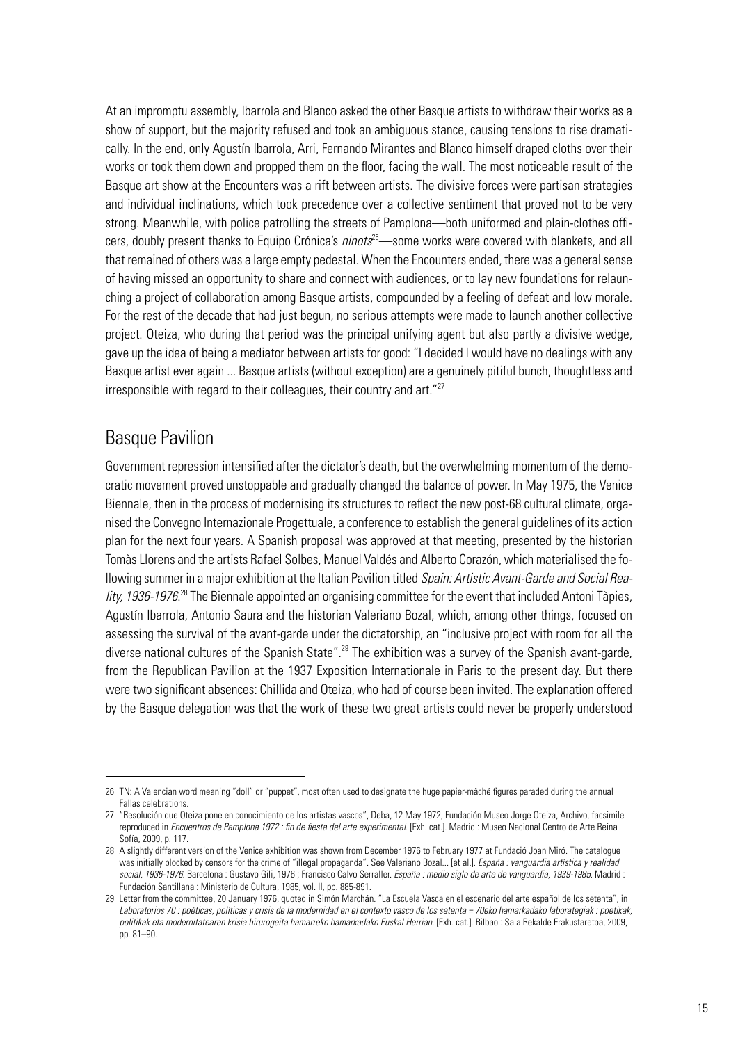At an impromptu assembly, Ibarrola and Blanco asked the other Basque artists to withdraw their works as a show of support, but the majority refused and took an ambiguous stance, causing tensions to rise dramatically. In the end, only Agustín Ibarrola, Arri, Fernando Mirantes and Blanco himself draped cloths over their works or took them down and propped them on the floor, facing the wall. The most noticeable result of the Basque art show at the Encounters was a rift between artists. The divisive forces were partisan strategies and individual inclinations, which took precedence over a collective sentiment that proved not to be very strong. Meanwhile, with police patrolling the streets of Pamplona—both uniformed and plain-clothes officers, doubly present thanks to Equipo Crónica's *ninots*[26]—some works were covered with blankets, and all that remained of others was a large empty pedestal. When the Encounters ended, there was a general sense of having missed an opportunity to share and connect with audiences, or to lay new foundations for relaunching a project of collaboration among Basque artists, compounded by a feeling of defeat and low morale. For the rest of the decade that had just begun, no serious attempts were made to launch another collective project. Oteiza, who during that period was the principal unifying agent but also partly a divisive wedge, gave up the idea of being a mediator between artists for good: "I decided I would have no dealings with any Basque artist ever again ... Basque artists (without exception) are a genuinely pitiful bunch, thoughtless and irresponsible with regard to their colleagues, their country and art."[27]

## Basque Pavilion

Government repression intensified after the dictator's death, but the overwhelming momentum of the democratic movement proved unstoppable and gradually changed the balance of power. In May 1975, the Venice Biennale, then in the process of modernising its structures to reflect the new post-68 cultural climate, organised the Convegno Internazionale Progettuale, a conference to establish the general guidelines of its action plan for the next four years. A Spanish proposal was approved at that meeting, presented by the historian Tomàs Llorens and the artists Rafael Solbes, Manuel Valdés and Alberto Corazón, which materialised the following summer in a major exhibition at the Italian Pavilion titled *Spain: Artistic Avant-Garde and Social Reality, 1936-1976*.[28] The Biennale appointed an organising committee for the event that included Antoni Tàpies, Agustín Ibarrola, Antonio Saura and the historian Valeriano Bozal, which, among other things, focused on assessing the survival of the avant-garde under the dictatorship, an "inclusive project with room for all the diverse national cultures of the Spanish State".[29] The exhibition was a survey of the Spanish avant-garde, from the Republican Pavilion at the 1937 Exposition Internationale in Paris to the present day. But there were two significant absences: Chillida and Oteiza, who had of course been invited. The explanation offered by the Basque delegation was that the work of these two great artists could never be properly understood

---

26 TN: A Valencian word meaning "doll" or "puppet", most often used to designate the huge papier-mâché figures paraded during the annual Fallas celebrations.

27 "Resolución que Oteiza pone en conocimiento de los artistas vascos", Deba, 12 May 1972, Fundación Museo Jorge Oteiza, Archivo, facsimile reproduced in *Encuentros de Pamplona 1972 : fin de fiesta del arte experimental*. [Exh. cat.]. Madrid : Museo Nacional Centro de Arte Reina Sofía, 2009, p. 117.

28 A slightly different version of the Venice exhibition was shown from December 1976 to February 1977 at Fundació Joan Miró. The catalogue was initially blocked by censors for the crime of "illegal propaganda". See Valeriano Bozal... [et al.]. *España : vanguardia artística y realidad social, 1936-1976*. Barcelona : Gustavo Gili, 1976 ; Francisco Calvo Serraller. *España : medio siglo de arte de vanguardia, 1939-1985*. Madrid : Fundación Santillana : Ministerio de Cultura, 1985, vol. II, pp. 885-891.

29 Letter from the committee, 20 January 1976, quoted in Simón Marchán. "La Escuela Vasca en el escenario del arte español de los setenta", in *Laboratorios 70 : poéticas, políticas y crisis de la modernidad en el contexto vasco de los setenta = 70eko hamarkadako laborategiak : poetikak, politikak eta modernitatearen krisia hirurogeita hamarreko hamarkadako Euskal Herrian*. [Exh. cat.]. Bilbao : Sala Rekalde Erakustaretoa, 2009, pp. 81–90.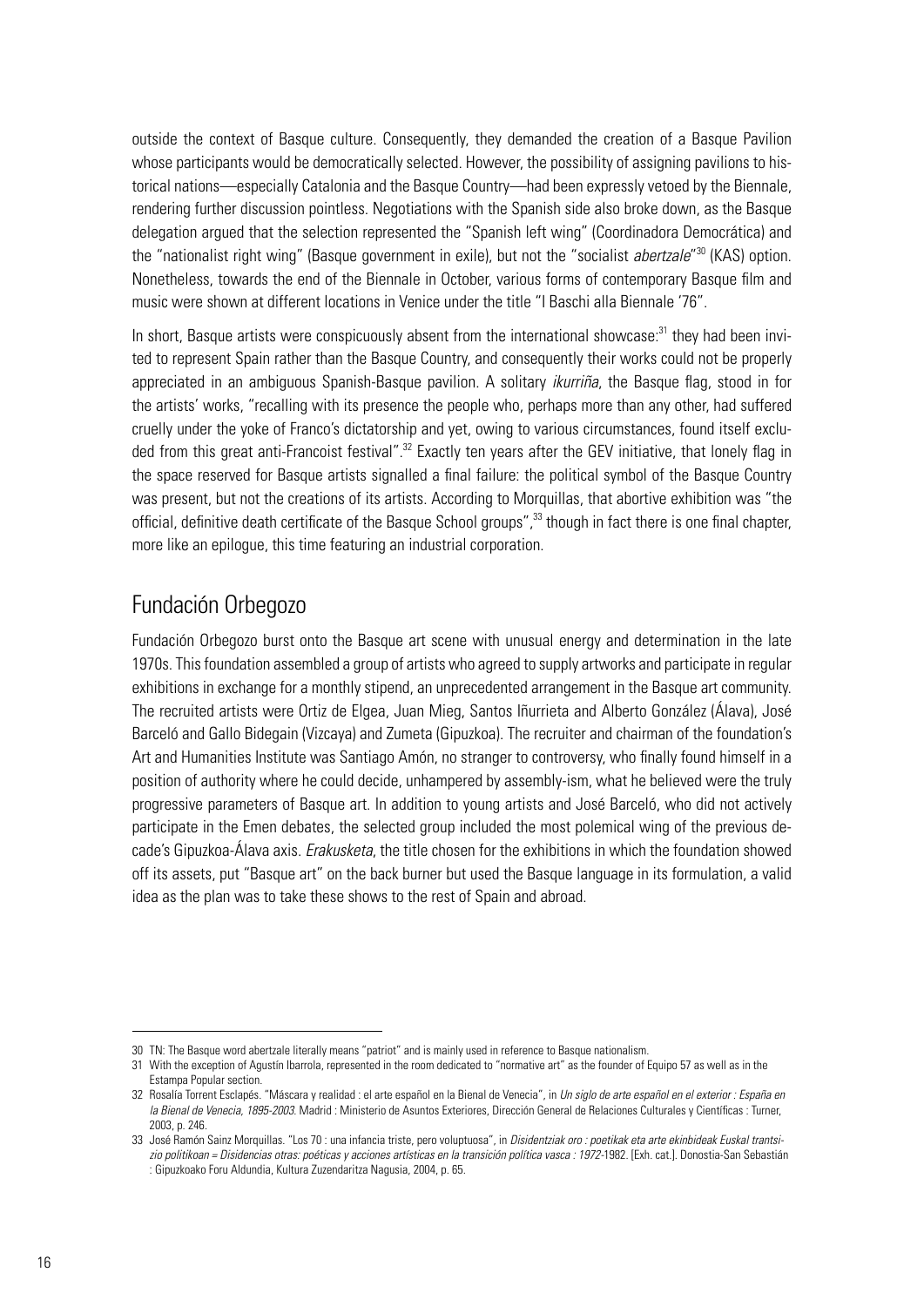outside the context of Basque culture. Consequently, they demanded the creation of a Basque Pavilion whose participants would be democratically selected. However, the possibility of assigning pavilions to historical nations—especially Catalonia and the Basque Country—had been expressly vetoed by the Biennale, rendering further discussion pointless. Negotiations with the Spanish side also broke down, as the Basque delegation argued that the selection represented the "Spanish left wing" (Coordinadora Democrática) and the "nationalist right wing" (Basque government in exile), but not the "socialist *abertzale*"[30] (KAS) option. Nonetheless, towards the end of the Biennale in October, various forms of contemporary Basque film and music were shown at different locations in Venice under the title "I Baschi alla Biennale '76".

In short, Basque artists were conspicuously absent from the international showcase:[31] they had been invited to represent Spain rather than the Basque Country, and consequently their works could not be properly appreciated in an ambiguous Spanish-Basque pavilion. A solitary *ikurriña*, the Basque flag, stood in for the artists' works, "recalling with its presence the people who, perhaps more than any other, had suffered cruelly under the yoke of Franco's dictatorship and yet, owing to various circumstances, found itself excluded from this great anti-Francoist festival".[32] Exactly ten years after the GEV initiative, that lonely flag in the space reserved for Basque artists signalled a final failure: the political symbol of the Basque Country was present, but not the creations of its artists. According to Morquillas, that abortive exhibition was "the official, definitive death certificate of the Basque School groups",[33] though in fact there is one final chapter, more like an epilogue, this time featuring an industrial corporation.

## Fundación Orbegozo

Fundación Orbegozo burst onto the Basque art scene with unusual energy and determination in the late 1970s. This foundation assembled a group of artists who agreed to supply artworks and participate in regular exhibitions in exchange for a monthly stipend, an unprecedented arrangement in the Basque art community. The recruited artists were Ortiz de Elgea, Juan Mieg, Santos Iñurrieta and Alberto González (Álava), José Barceló and Gallo Bidegain (Vizcaya) and Zumeta (Gipuzkoa). The recruiter and chairman of the foundation's Art and Humanities Institute was Santiago Amón, no stranger to controversy, who finally found himself in a position of authority where he could decide, unhampered by assembly-ism, what he believed were the truly progressive parameters of Basque art. In addition to young artists and José Barceló, who did not actively participate in the Emen debates, the selected group included the most polemical wing of the previous decade's Gipuzkoa-Álava axis. *Erakusketa*, the title chosen for the exhibitions in which the foundation showed off its assets, put "Basque art" on the back burner but used the Basque language in its formulation, a valid idea as the plan was to take these shows to the rest of Spain and abroad.

---

30 TN: The Basque word abertzale literally means "patriot" and is mainly used in reference to Basque nationalism.

31 With the exception of Agustín Ibarrola, represented in the room dedicated to "normative art" as the founder of Equipo 57 as well as in the Estampa Popular section.

32 Rosalía Torrent Esclapés. "Máscara y realidad : el arte español en la Bienal de Venecia", in *Un siglo de arte español en el exterior : España en la Bienal de Venecia, 1895-2003*. Madrid : Ministerio de Asuntos Exteriores, Dirección General de Relaciones Culturales y Científicas : Turner, 2003, p. 246.

33 José Ramón Sainz Morquillas. "Los 70 : una infancia triste, pero voluptuosa", in *Disidentziak oro : poetikak eta arte ekinbideak Euskal trantsizio politikoan = Disidencias otras: poéticas y acciones artísticas en la transición política vasca : 1972*-1982. [Exh. cat.]. Donostia-San Sebastián : Gipuzkoako Foru Aldundia, Kultura Zuzendaritza Nagusia, 2004, p. 65.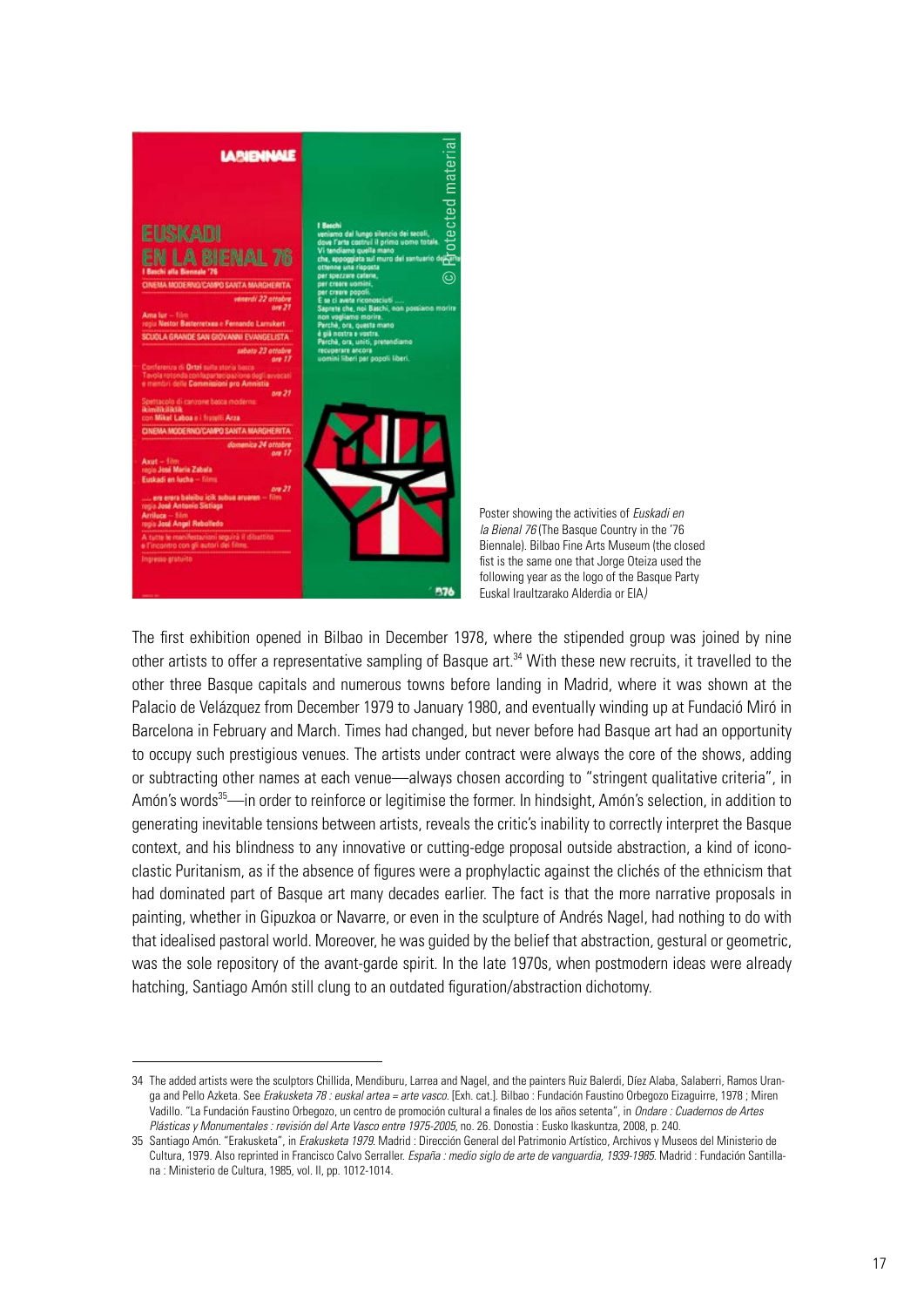Poster showing the activities of *Euskadi en la Bienal 76* (The Basque Country in the '76 Biennale). Bilbao Fine Arts Museum (the closed fist is the same one that Jorge Oteiza used the following year as the logo of the Basque Party Euskal Iraultzarako Alderdia or EIA*)*

The first exhibition opened in Bilbao in December 1978, where the stipended group was joined by nine other artists to offer a representative sampling of Basque art.[34] With these new recruits, it travelled to the other three Basque capitals and numerous towns before landing in Madrid, where it was shown at the Palacio de Velázquez from December 1979 to January 1980, and eventually winding up at Fundació Miró in Barcelona in February and March. Times had changed, but never before had Basque art had an opportunity to occupy such prestigious venues. The artists under contract were always the core of the shows, adding or subtracting other names at each venue—always chosen according to "stringent qualitative criteria", in Amón's words[35]—in order to reinforce or legitimise the former. In hindsight, Amón's selection, in addition to generating inevitable tensions between artists, reveals the critic's inability to correctly interpret the Basque context, and his blindness to any innovative or cutting-edge proposal outside abstraction, a kind of iconoclastic Puritanism, as if the absence of figures were a prophylactic against the clichés of the ethnicism that had dominated part of Basque art many decades earlier. The fact is that the more narrative proposals in painting, whether in Gipuzkoa or Navarre, or even in the sculpture of Andrés Nagel, had nothing to do with that idealised pastoral world. Moreover, he was guided by the belief that abstraction, gestural or geometric, was the sole repository of the avant-garde spirit. In the late 1970s, when postmodern ideas were already hatching, Santiago Amón still clung to an outdated figuration/abstraction dichotomy.

---

34 The added artists were the sculptors Chillida, Mendiburu, Larrea and Nagel, and the painters Ruiz Balerdi, Díez Alaba, Salaberri, Ramos Uranga and Pello Azketa. See *Erakusketa 78 : euskal artea = arte vasco.* [Exh. cat.]. Bilbao : Fundación Faustino Orbegozo Eizaguirre, 1978 ; Miren Vadillo. "La Fundación Faustino Orbegozo, un centro de promoción cultural a finales de los años setenta", in *Ondare : Cuadernos de Artes Plásticas y Monumentales : revisión del Arte Vasco entre 1975-2005*, no. 26. Donostia : Eusko Ikaskuntza, 2008, p. 240.

35 Santiago Amón. "Erakusketa", in *Erakusketa 1979.* Madrid : Dirección General del Patrimonio Artístico, Archivos y Museos del Ministerio de Cultura, 1979. Also reprinted in Francisco Calvo Serraller. *España : medio siglo de arte de vanguardia, 1939-1985.* Madrid : Fundación Santillana : Ministerio de Cultura, 1985, vol. II, pp. 1012-1014.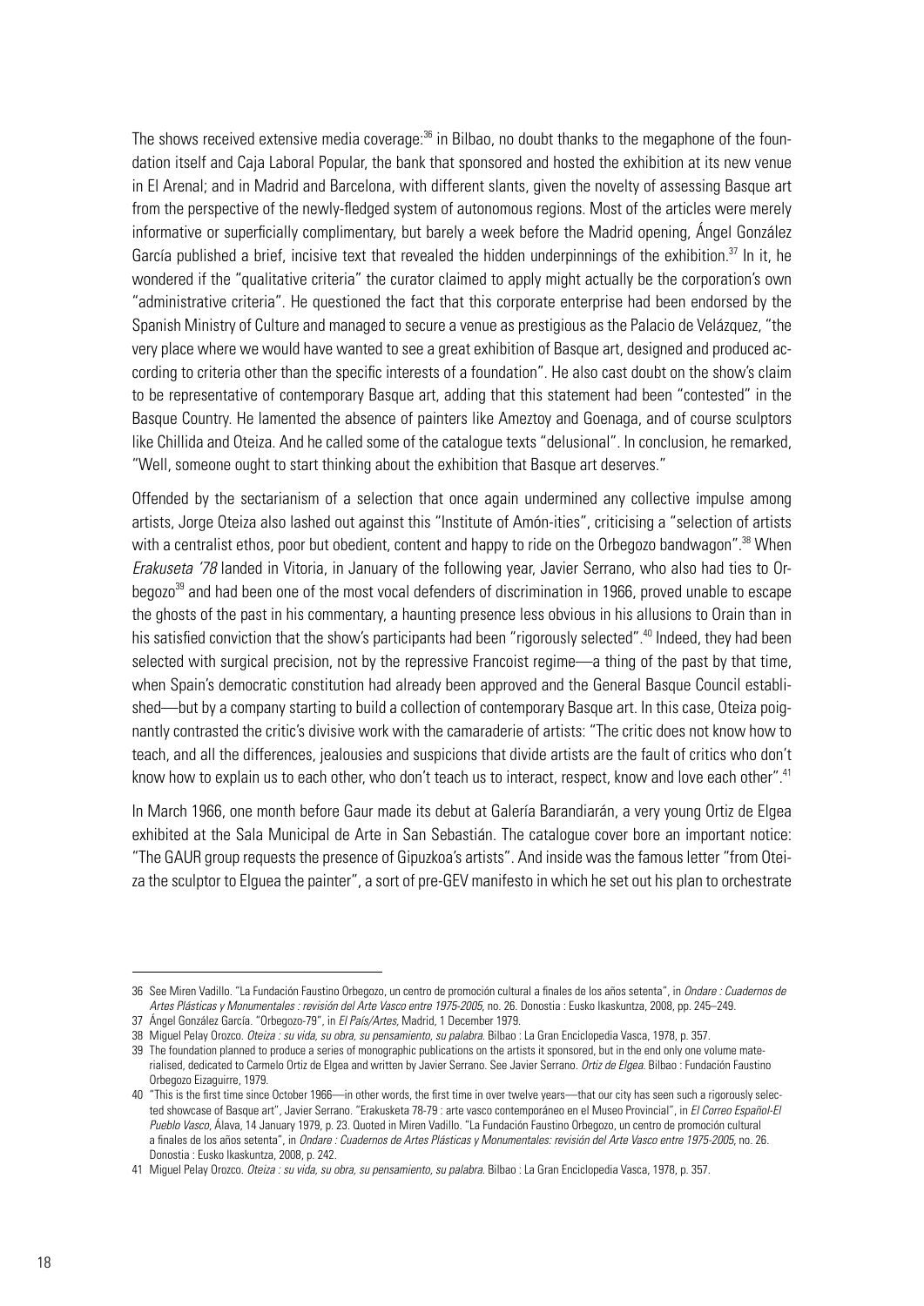The shows received extensive media coverage:[36] in Bilbao, no doubt thanks to the megaphone of the foundation itself and Caja Laboral Popular, the bank that sponsored and hosted the exhibition at its new venue in El Arenal; and in Madrid and Barcelona, with different slants, given the novelty of assessing Basque art from the perspective of the newly-fledged system of autonomous regions. Most of the articles were merely informative or superficially complimentary, but barely a week before the Madrid opening, Ángel González García published a brief, incisive text that revealed the hidden underpinnings of the exhibition.[37] In it, he wondered if the "qualitative criteria" the curator claimed to apply might actually be the corporation's own "administrative criteria". He questioned the fact that this corporate enterprise had been endorsed by the Spanish Ministry of Culture and managed to secure a venue as prestigious as the Palacio de Velázquez, "the very place where we would have wanted to see a great exhibition of Basque art, designed and produced according to criteria other than the specific interests of a foundation". He also cast doubt on the show's claim to be representative of contemporary Basque art, adding that this statement had been "contested" in the Basque Country. He lamented the absence of painters like Ameztoy and Goenaga, and of course sculptors like Chillida and Oteiza. And he called some of the catalogue texts "delusional". In conclusion, he remarked, "Well, someone ought to start thinking about the exhibition that Basque art deserves."

Offended by the sectarianism of a selection that once again undermined any collective impulse among artists, Jorge Oteiza also lashed out against this "Institute of Amón-ities", criticising a "selection of artists with a centralist ethos, poor but obedient, content and happy to ride on the Orbegozo bandwagon".[38] When *Erakuseta '78* landed in Vitoria, in January of the following year, Javier Serrano, who also had ties to Orbegozo[39] and had been one of the most vocal defenders of discrimination in 1966, proved unable to escape the ghosts of the past in his commentary, a haunting presence less obvious in his allusions to Orain than in his satisfied conviction that the show's participants had been "rigorously selected".[40] Indeed, they had been selected with surgical precision, not by the repressive Francoist regime—a thing of the past by that time, when Spain's democratic constitution had already been approved and the General Basque Council established—but by a company starting to build a collection of contemporary Basque art. In this case, Oteiza poignantly contrasted the critic's divisive work with the camaraderie of artists: "The critic does not know how to teach, and all the differences, jealousies and suspicions that divide artists are the fault of critics who don't know how to explain us to each other, who don't teach us to interact, respect, know and love each other".[41]

In March 1966, one month before Gaur made its debut at Galería Barandiarán, a very young Ortiz de Elgea exhibited at the Sala Municipal de Arte in San Sebastián. The catalogue cover bore an important notice: "The GAUR group requests the presence of Gipuzkoa's artists". And inside was the famous letter "from Oteiza the sculptor to Elguea the painter", a sort of pre-GEV manifesto in which he set out his plan to orchestrate

---

36 See Miren Vadillo. "La Fundación Faustino Orbegozo, un centro de promoción cultural a finales de los años setenta", in *Ondare : Cuadernos de Artes Plásticas y Monumentales : revisión del Arte Vasco entre 1975-2005*, no. 26. Donostia : Eusko Ikaskuntza, 2008, pp. 245–249.

37 Ángel González García. "Orbegozo-79", in *El País/Artes*, Madrid, 1 December 1979.

38 Miguel Pelay Orozco. *Oteiza : su vida, su obra, su pensamiento, su palabra*. Bilbao : La Gran Enciclopedia Vasca, 1978, p. 357.

39 The foundation planned to produce a series of monographic publications on the artists it sponsored, but in the end only one volume materialised, dedicated to Carmelo Ortiz de Elgea and written by Javier Serrano. See Javier Serrano. *Ortiz de Elgea*. Bilbao : Fundación Faustino Orbegozo Eizaguirre, 1979.

40 "This is the first time since October 1966—in other words, the first time in over twelve years—that our city has seen such a rigorously selected showcase of Basque art", Javier Serrano. "Erakusketa 78-79 : arte vasco contemporáneo en el Museo Provincial", in *El Correo Español-El Pueblo Vasco*, Álava, 14 January 1979, p. 23. Quoted in Miren Vadillo. "La Fundación Faustino Orbegozo, un centro de promoción cultural a finales de los años setenta", in *Ondare : Cuadernos de Artes Plásticas y Monumentales: revisión del Arte Vasco entre 1975-2005*, no. 26. Donostia : Eusko Ikaskuntza, 2008, p. 242.

41 Miguel Pelay Orozco. *Oteiza : su vida, su obra, su pensamiento, su palabra*. Bilbao : La Gran Enciclopedia Vasca, 1978, p. 357.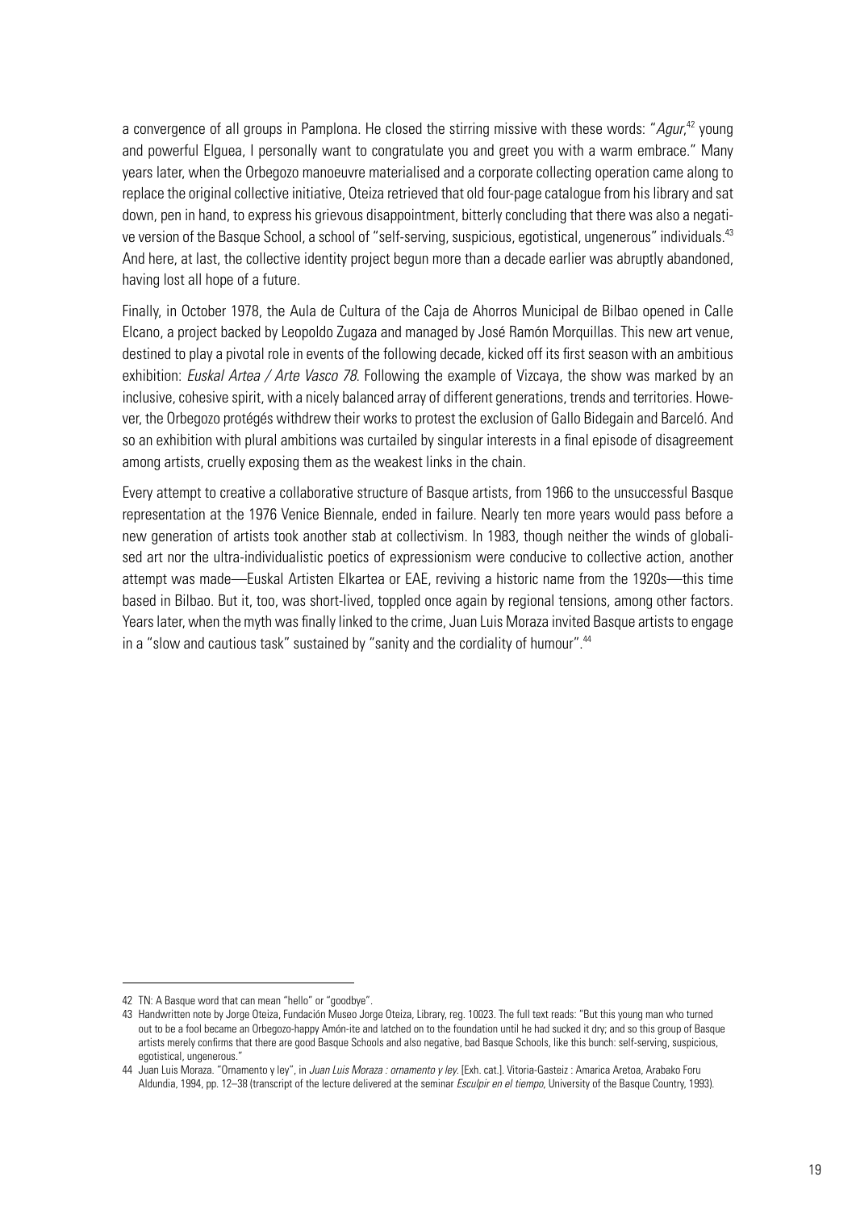a convergence of all groups in Pamplona. He closed the stirring missive with these words: "*Agur*,[42] young and powerful Elguea, I personally want to congratulate you and greet you with a warm embrace." Many years later, when the Orbegozo manoeuvre materialised and a corporate collecting operation came along to replace the original collective initiative, Oteiza retrieved that old four-page catalogue from his library and sat down, pen in hand, to express his grievous disappointment, bitterly concluding that there was also a negative version of the Basque School, a school of "self-serving, suspicious, egotistical, ungenerous" individuals.[43] And here, at last, the collective identity project begun more than a decade earlier was abruptly abandoned, having lost all hope of a future.

Finally, in October 1978, the Aula de Cultura of the Caja de Ahorros Municipal de Bilbao opened in Calle Elcano, a project backed by Leopoldo Zugaza and managed by José Ramón Morquillas. This new art venue, destined to play a pivotal role in events of the following decade, kicked off its first season with an ambitious exhibition: *Euskal Artea / Arte Vasco 78*. Following the example of Vizcaya, the show was marked by an inclusive, cohesive spirit, with a nicely balanced array of different generations, trends and territories. However, the Orbegozo protégés withdrew their works to protest the exclusion of Gallo Bidegain and Barceló. And so an exhibition with plural ambitions was curtailed by singular interests in a final episode of disagreement among artists, cruelly exposing them as the weakest links in the chain.

Every attempt to creative a collaborative structure of Basque artists, from 1966 to the unsuccessful Basque representation at the 1976 Venice Biennale, ended in failure. Nearly ten more years would pass before a new generation of artists took another stab at collectivism. In 1983, though neither the winds of globalised art nor the ultra-individualistic poetics of expressionism were conducive to collective action, another attempt was made—Euskal Artisten Elkartea or EAE, reviving a historic name from the 1920s—this time based in Bilbao. But it, too, was short-lived, toppled once again by regional tensions, among other factors. Years later, when the myth was finally linked to the crime, Juan Luis Moraza invited Basque artists to engage in a "slow and cautious task" sustained by "sanity and the cordiality of humour".[44]

---

42 TN: A Basque word that can mean "hello" or "goodbye".

43 Handwritten note by Jorge Oteiza, Fundación Museo Jorge Oteiza, Library, reg. 10023. The full text reads: "But this young man who turned out to be a fool became an Orbegozo-happy Amón-ite and latched on to the foundation until he had sucked it dry; and so this group of Basque artists merely confirms that there are good Basque Schools and also negative, bad Basque Schools, like this bunch: self-serving, suspicious, egotistical, ungenerous."

44 Juan Luis Moraza. "Ornamento y ley", in *Juan Luis Moraza : ornamento y ley*. [Exh. cat.]. Vitoria-Gasteiz : Amarica Aretoa, Arabako Foru Aldundia, 1994, pp. 12–38 (transcript of the lecture delivered at the seminar *Esculpir en el tiempo*, University of the Basque Country, 1993).